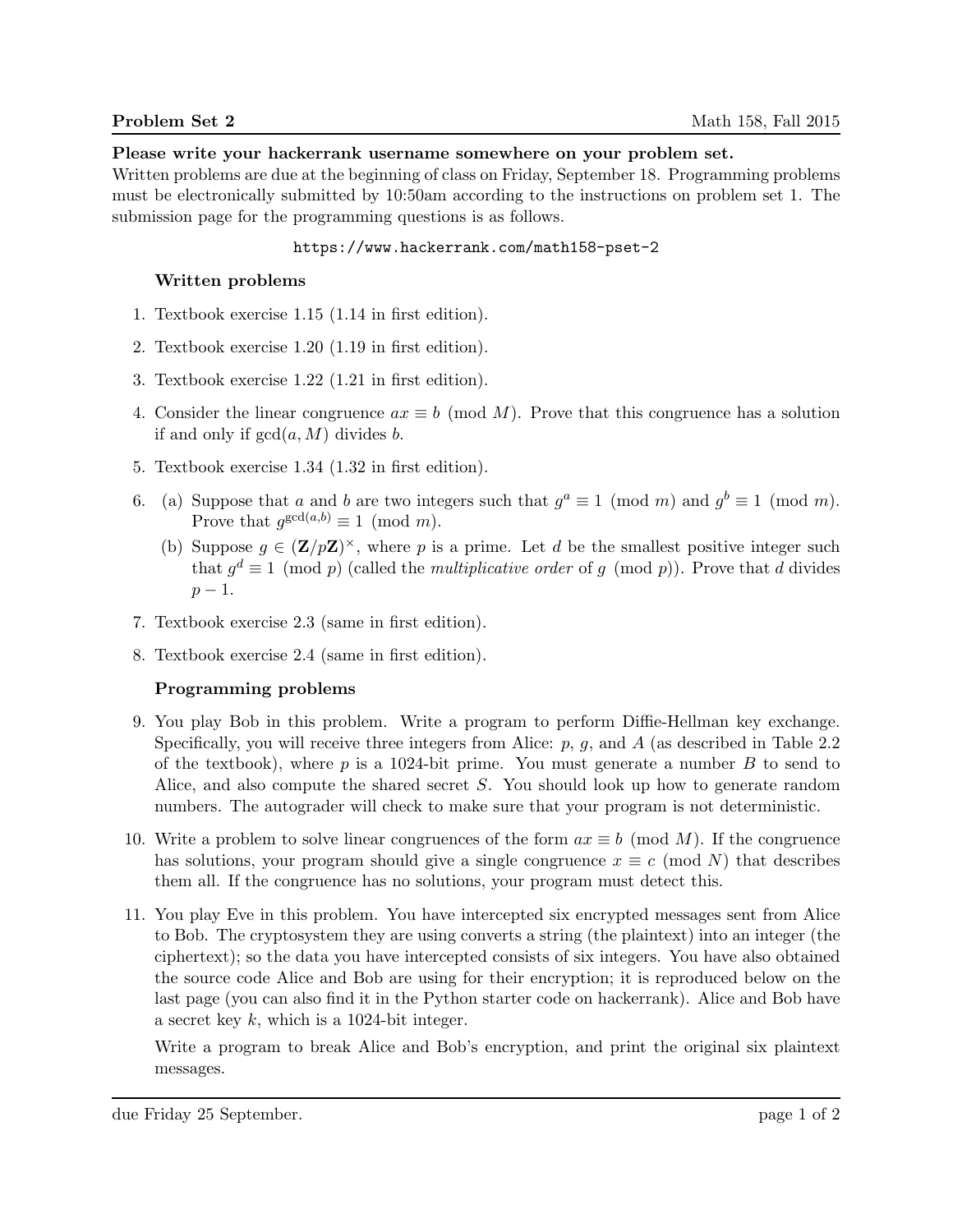**Problem Set 2** Math 158, Fall 2015

**Please write your hackerrank username somewhere on your problem set.**
Written problems are due at the beginning of class on Friday, September 18. Programming problems must be electronically submitted by 10:50am according to the instructions on problem set 1. The submission page for the programming questions is as follows.

```
https://www.hackerrank.com/math158-pset-2
```

### Written problems

1. Textbook exercise 1.15 (1.14 in first edition).

2. Textbook exercise 1.20 (1.19 in first edition).

3. Textbook exercise 1.22 (1.21 in first edition).

4. Consider the linear congruence $ax \equiv b \pmod{M}$. Prove that this congruence has a solution if and only if $\gcd(a, M)$ divides $b$.

5. Textbook exercise 1.34 (1.32 in first edition).

6. (a) Suppose that $a$ and $b$ are two integers such that $g^a \equiv 1 \pmod{m}$ and $g^b \equiv 1 \pmod{m}$. Prove that $g^{\gcd(a,b)} \equiv 1 \pmod{m}$.

   (b) Suppose $g \in (\mathbf{Z}/p\mathbf{Z})^\times$, where $p$ is a prime. Let $d$ be the smallest positive integer such that $g^d \equiv 1 \pmod{p}$ (called the *multiplicative order* of $g \pmod{p}$). Prove that $d$ divides $p - 1$.

7. Textbook exercise 2.3 (same in first edition).

8. Textbook exercise 2.4 (same in first edition).

### Programming problems

9. You play Bob in this problem. Write a program to perform Diffie-Hellman key exchange. Specifically, you will receive three integers from Alice: $p$, $g$, and $A$ (as described in Table 2.2 of the textbook), where $p$ is a 1024-bit prime. You must generate a number $B$ to send to Alice, and also compute the shared secret $S$. You should look up how to generate random numbers. The autograder will check to make sure that your program is not deterministic.

10. Write a problem to solve linear congruences of the form $ax \equiv b \pmod{M}$. If the congruence has solutions, your program should give a single congruence $x \equiv c \pmod{N}$ that describes them all. If the congruence has no solutions, your program must detect this.

11. You play Eve in this problem. You have intercepted six encrypted messages sent from Alice to Bob. The cryptosystem they are using converts a string (the plaintext) into an integer (the ciphertext); so the data you have intercepted consists of six integers. You have also obtained the source code Alice and Bob are using for their encryption; it is reproduced below on the last page (you can also find it in the Python starter code on hackerrank). Alice and Bob have a secret key $k$, which is a 1024-bit integer.

    Write a program to break Alice and Bob's encryption, and print the original six plaintext messages.

due Friday 25 September.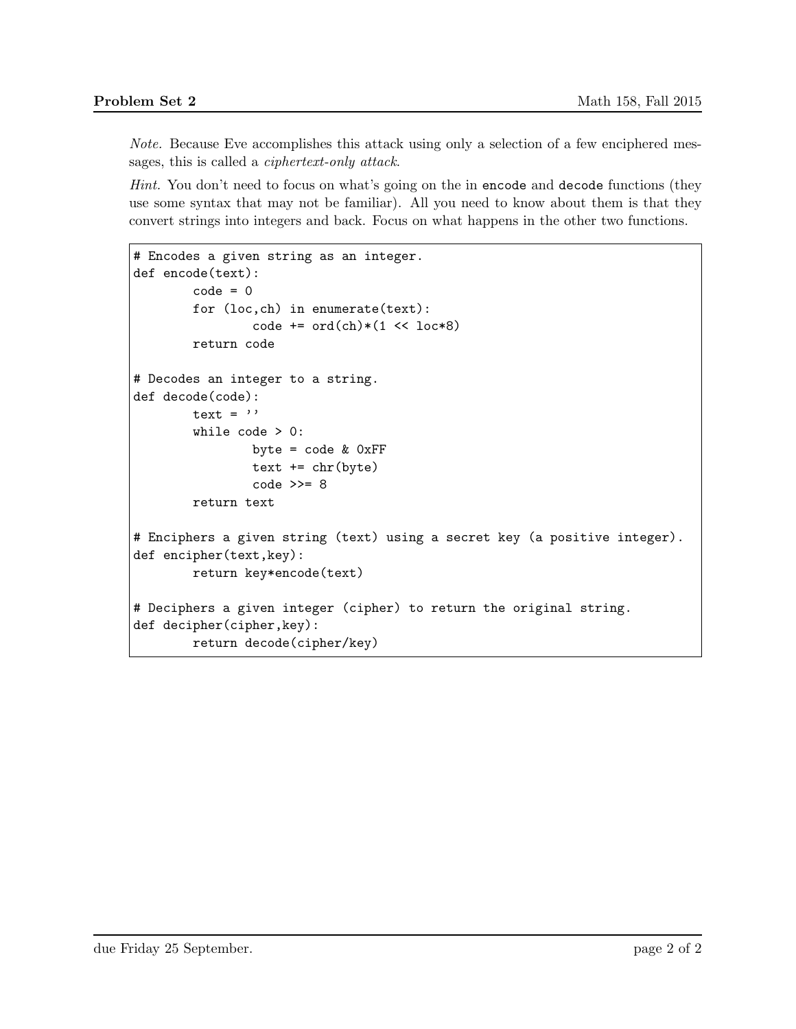*Note.* Because Eve accomplishes this attack using only a selection of a few enciphered messages, this is called a *ciphertext-only attack*.

*Hint.* You don't need to focus on what's going on the in `encode` and `decode` functions (they use some syntax that may not be familiar). All you need to know about them is that they convert strings into integers and back. Focus on what happens in the other two functions.

```
# Encodes a given string as an integer.
def encode(text):
        code = 0
        for (loc,ch) in enumerate(text):
                code += ord(ch)*(1 << loc*8)
        return code

# Decodes an integer to a string.
def decode(code):
        text = ''
        while code > 0:
                byte = code & 0xFF
                text += chr(byte)
                code >>= 8
        return text

# Enciphers a given string (text) using a secret key (a positive integer).
def encipher(text,key):
        return key*encode(text)

# Deciphers a given integer (cipher) to return the original string.
def decipher(cipher,key):
        return decode(cipher/key)
```